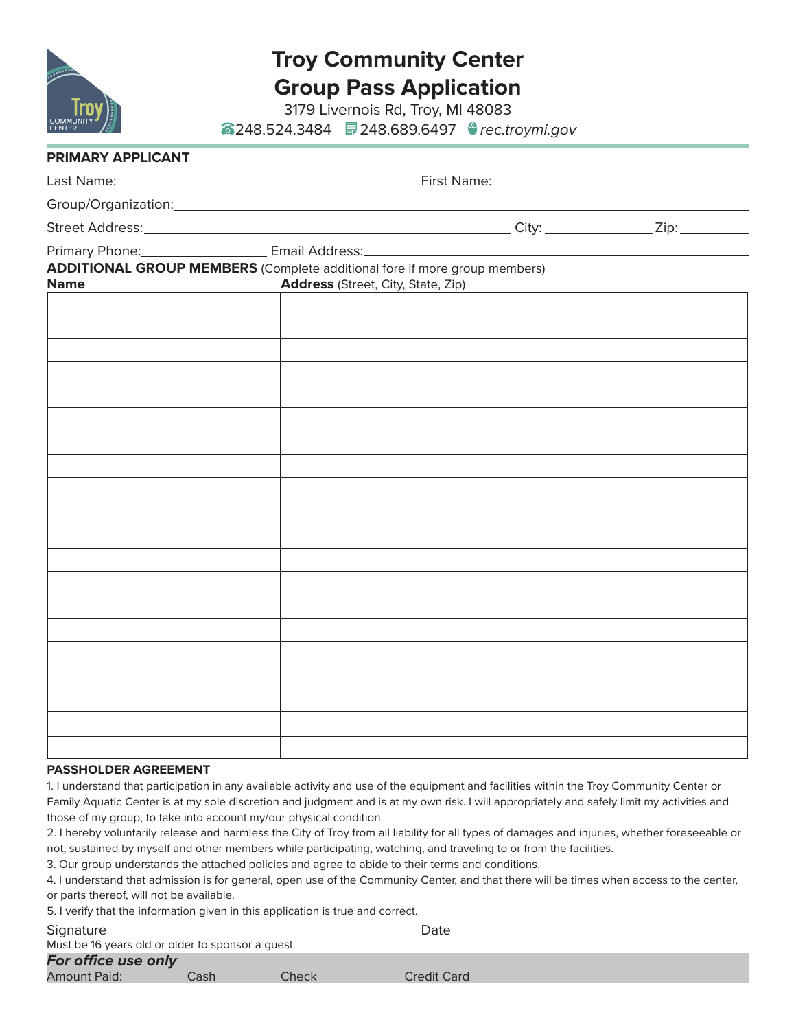# Troy Community Center
# Group Pass Application

3179 Livernois Rd, Troy, MI 48083

248.524.3484 248.689.6497 *rec.troymi.gov*

**PRIMARY APPLICANT**

Last Name:\_\_\_\_\_\_\_\_\_\_\_\_\_\_\_\_\_\_\_\_\_\_\_\_\_\_\_\_\_\_\_\_\_\_\_\_ First Name:\_\_\_\_\_\_\_\_\_\_\_\_\_\_\_\_\_\_\_\_\_\_\_\_\_\_\_\_\_\_\_\_

Group/Organization:\_\_\_\_\_\_\_\_\_\_\_\_\_\_\_\_\_\_\_\_\_\_\_\_\_\_\_\_\_\_\_\_\_\_\_\_\_\_\_\_\_\_\_\_\_\_\_\_\_\_\_\_\_\_\_\_\_\_\_\_\_\_\_\_\_\_\_\_\_\_

Street Address:\_\_\_\_\_\_\_\_\_\_\_\_\_\_\_\_\_\_\_\_\_\_\_\_\_\_\_\_\_\_\_\_\_\_\_\_\_\_\_\_\_\_\_\_ City: \_\_\_\_\_\_\_\_\_\_\_\_\_\_ Zip:\_\_\_\_\_\_\_\_\_

Primary Phone:\_\_\_\_\_\_\_\_\_\_\_\_\_\_\_\_ Email Address:\_\_\_\_\_\_\_\_\_\_\_\_\_\_\_\_\_\_\_\_\_\_\_\_\_\_\_\_\_\_\_\_\_\_\_\_\_\_\_\_\_\_\_\_\_\_\_\_

**ADDITIONAL GROUP MEMBERS** (Complete additional fore if more group members)

| **Name** | **Address** (Street, City, State, Zip) |
|---|---|
| | |
| | |
| | |
| | |
| | |
| | |
| | |
| | |
| | |
| | |
| | |
| | |
| | |
| | |
| | |
| | |
| | |
| | |
| | |
| | |

**PASSHOLDER AGREEMENT**

1. I understand that participation in any available activity and use of the equipment and facilities within the Troy Community Center or Family Aquatic Center is at my sole discretion and judgment and is at my own risk. I will appropriately and safely limit my activities and those of my group, to take into account my/our physical condition.
2. I hereby voluntarily release and harmless the City of Troy from all liability for all types of damages and injuries, whether foreseeable or not, sustained by myself and other members while participating, watching, and traveling to or from the facilities.
3. Our group understands the attached policies and agree to abide to their terms and conditions.
4. I understand that admission is for general, open use of the Community Center, and that there will be times when access to the center, or parts thereof, will not be available.
5. I verify that the information given in this application is true and correct.

Signature\_\_\_\_\_\_\_\_\_\_\_\_\_\_\_\_\_\_\_\_\_\_\_\_\_\_\_\_\_\_\_\_\_\_\_\_\_\_\_\_ Date\_\_\_\_\_\_\_\_\_\_\_\_\_\_\_\_\_\_\_\_\_\_\_\_\_\_\_\_\_\_\_\_\_\_\_\_

Must be 16 years old or older to sponsor a guest.

***For office use only***

Amount Paid: \_\_\_\_\_\_\_\_ Cash\_\_\_\_\_\_\_\_ Check\_\_\_\_\_\_\_\_\_\_\_ Credit Card\_\_\_\_\_\_\_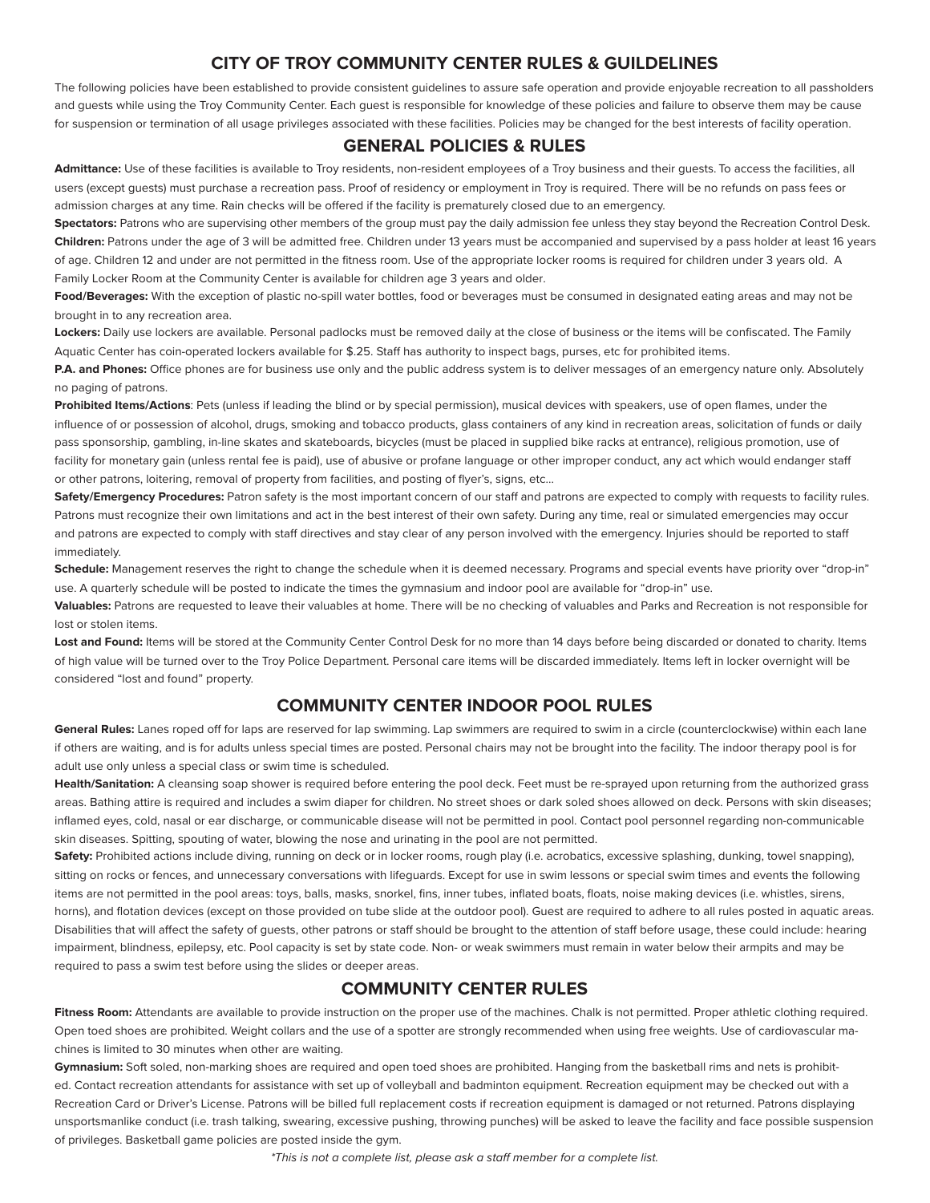# CITY OF TROY COMMUNITY CENTER RULES & GUILDELINES

The following policies have been established to provide consistent guidelines to assure safe operation and provide enjoyable recreation to all passholders and guests while using the Troy Community Center. Each guest is responsible for knowledge of these policies and failure to observe them may be cause for suspension or termination of all usage privileges associated with these facilities. Policies may be changed for the best interests of facility operation.

## GENERAL POLICIES & RULES

**Admittance:** Use of these facilities is available to Troy residents, non-resident employees of a Troy business and their guests. To access the facilities, all users (except guests) must purchase a recreation pass. Proof of residency or employment in Troy is required. There will be no refunds on pass fees or admission charges at any time. Rain checks will be offered if the facility is prematurely closed due to an emergency.

**Spectators:** Patrons who are supervising other members of the group must pay the daily admission fee unless they stay beyond the Recreation Control Desk.

**Children:** Patrons under the age of 3 will be admitted free. Children under 13 years must be accompanied and supervised by a pass holder at least 16 years of age. Children 12 and under are not permitted in the fitness room. Use of the appropriate locker rooms is required for children under 3 years old. A Family Locker Room at the Community Center is available for children age 3 years and older.

**Food/Beverages:** With the exception of plastic no-spill water bottles, food or beverages must be consumed in designated eating areas and may not be brought in to any recreation area.

**Lockers:** Daily use lockers are available. Personal padlocks must be removed daily at the close of business or the items will be confiscated. The Family Aquatic Center has coin-operated lockers available for $.25. Staff has authority to inspect bags, purses, etc for prohibited items.

**P.A. and Phones:** Office phones are for business use only and the public address system is to deliver messages of an emergency nature only. Absolutely no paging of patrons.

**Prohibited Items/Actions**: Pets (unless if leading the blind or by special permission), musical devices with speakers, use of open flames, under the influence of or possession of alcohol, drugs, smoking and tobacco products, glass containers of any kind in recreation areas, solicitation of funds or daily pass sponsorship, gambling, in-line skates and skateboards, bicycles (must be placed in supplied bike racks at entrance), religious promotion, use of facility for monetary gain (unless rental fee is paid), use of abusive or profane language or other improper conduct, any act which would endanger staff or other patrons, loitering, removal of property from facilities, and posting of flyer's, signs, etc...

**Safety/Emergency Procedures:** Patron safety is the most important concern of our staff and patrons are expected to comply with requests to facility rules. Patrons must recognize their own limitations and act in the best interest of their own safety. During any time, real or simulated emergencies may occur and patrons are expected to comply with staff directives and stay clear of any person involved with the emergency. Injuries should be reported to staff immediately.

**Schedule:** Management reserves the right to change the schedule when it is deemed necessary. Programs and special events have priority over "drop-in" use. A quarterly schedule will be posted to indicate the times the gymnasium and indoor pool are available for "drop-in" use.

**Valuables:** Patrons are requested to leave their valuables at home. There will be no checking of valuables and Parks and Recreation is not responsible for lost or stolen items.

**Lost and Found:** Items will be stored at the Community Center Control Desk for no more than 14 days before being discarded or donated to charity. Items of high value will be turned over to the Troy Police Department. Personal care items will be discarded immediately. Items left in locker overnight will be considered "lost and found" property.

## COMMUNITY CENTER INDOOR POOL RULES

**General Rules:** Lanes roped off for laps are reserved for lap swimming. Lap swimmers are required to swim in a circle (counterclockwise) within each lane if others are waiting, and is for adults unless special times are posted. Personal chairs may not be brought into the facility. The indoor therapy pool is for adult use only unless a special class or swim time is scheduled.

**Health/Sanitation:** A cleansing soap shower is required before entering the pool deck. Feet must be re-sprayed upon returning from the authorized grass areas. Bathing attire is required and includes a swim diaper for children. No street shoes or dark soled shoes allowed on deck. Persons with skin diseases; inflamed eyes, cold, nasal or ear discharge, or communicable disease will not be permitted in pool. Contact pool personnel regarding non-communicable skin diseases. Spitting, spouting of water, blowing the nose and urinating in the pool are not permitted.

**Safety:** Prohibited actions include diving, running on deck or in locker rooms, rough play (i.e. acrobatics, excessive splashing, dunking, towel snapping), sitting on rocks or fences, and unnecessary conversations with lifeguards. Except for use in swim lessons or special swim times and events the following items are not permitted in the pool areas: toys, balls, masks, snorkel, fins, inner tubes, inflated boats, floats, noise making devices (i.e. whistles, sirens, horns), and flotation devices (except on those provided on tube slide at the outdoor pool). Guest are required to adhere to all rules posted in aquatic areas. Disabilities that will affect the safety of guests, other patrons or staff should be brought to the attention of staff before usage, these could include: hearing impairment, blindness, epilepsy, etc. Pool capacity is set by state code. Non- or weak swimmers must remain in water below their armpits and may be required to pass a swim test before using the slides or deeper areas.

## COMMUNITY CENTER RULES

**Fitness Room:** Attendants are available to provide instruction on the proper use of the machines. Chalk is not permitted. Proper athletic clothing required. Open toed shoes are prohibited. Weight collars and the use of a spotter are strongly recommended when using free weights. Use of cardiovascular machines is limited to 30 minutes when other are waiting.

**Gymnasium:** Soft soled, non-marking shoes are required and open toed shoes are prohibited. Hanging from the basketball rims and nets is prohibited. Contact recreation attendants for assistance with set up of volleyball and badminton equipment. Recreation equipment may be checked out with a Recreation Card or Driver's License. Patrons will be billed full replacement costs if recreation equipment is damaged or not returned. Patrons displaying unsportsmanlike conduct (i.e. trash talking, swearing, excessive pushing, throwing punches) will be asked to leave the facility and face possible suspension of privileges. Basketball game policies are posted inside the gym.

*\*This is not a complete list, please ask a staff member for a complete list.*